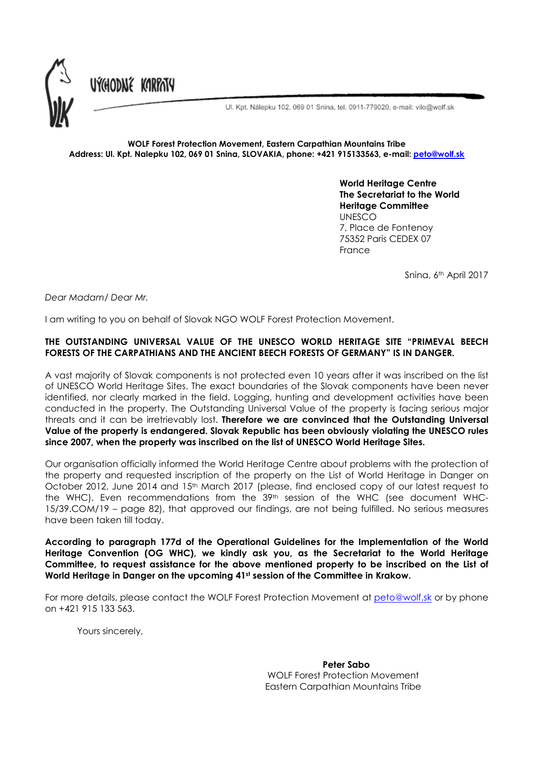VÝCHODNÉ KARPATY

Ul. Kpt. Nálepku 102, 069 01 Snina, tel. 0911-779020, e-mail: vilo@wolf.sk

**WOLF Forest Protection Movement, Eastern Carpathian Mountains Tribe**
**Address: Ul. Kpt. Nalepku 102, 069 01 Snina, SLOVAKIA, phone: +421 915133563, e-mail: peto@wolf.sk**

**World Heritage Centre**
**The Secretariat to the World Heritage Committee**
UNESCO
7, Place de Fontenoy
75352 Paris CEDEX 07
France

Snina, 6th April 2017

*Dear Madam/ Dear Mr.*

I am writing to you on behalf of Slovak NGO WOLF Forest Protection Movement.

**THE OUTSTANDING UNIVERSAL VALUE OF THE UNESCO WORLD HERITAGE SITE "PRIMEVAL BEECH FORESTS OF THE CARPATHIANS AND THE ANCIENT BEECH FORESTS OF GERMANY" IS IN DANGER.**

A vast majority of Slovak components is not protected even 10 years after it was inscribed on the list of UNESCO World Heritage Sites. The exact boundaries of the Slovak components have been never identified, nor clearly marked in the field. Logging, hunting and development activities have been conducted in the property. The Outstanding Universal Value of the property is facing serious major threats and it can be irretrievably lost. **Therefore we are convinced that the Outstanding Universal Value of the property is endangered. Slovak Republic has been obviously violating the UNESCO rules since 2007, when the property was inscribed on the list of UNESCO World Heritage Sites.**

Our organisation officially informed the World Heritage Centre about problems with the protection of the property and requested inscription of the property on the List of World Heritage in Danger on October 2012, June 2014 and 15th March 2017 (please, find enclosed copy of our latest request to the WHC). Even recommendations from the 39th session of the WHC (see document WHC-15/39.COM/19 – page 82), that approved our findings, are not being fulfilled. No serious measures have been taken till today.

**According to paragraph 177d of the Operational Guidelines for the Implementation of the World Heritage Convention (OG WHC), we kindly ask you, as the Secretariat to the World Heritage Committee, to request assistance for the above mentioned property to be inscribed on the List of World Heritage in Danger on the upcoming 41st session of the Committee in Krakow.**

For more details, please contact the WOLF Forest Protection Movement at peto@wolf.sk or by phone on +421 915 133 563.

Yours sincerely,

**Peter Sabo**
WOLF Forest Protection Movement
Eastern Carpathian Mountains Tribe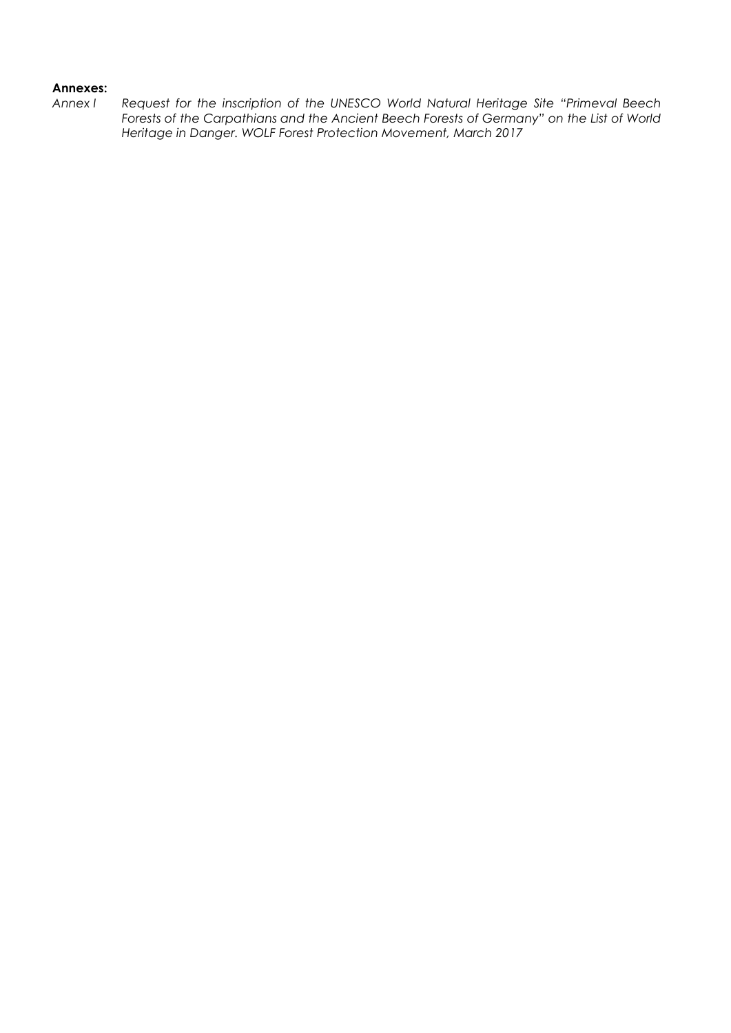**Annexes:**

*Annex I* *Request for the inscription of the UNESCO World Natural Heritage Site "Primeval Beech Forests of the Carpathians and the Ancient Beech Forests of Germany" on the List of World Heritage in Danger. WOLF Forest Protection Movement, March 2017*